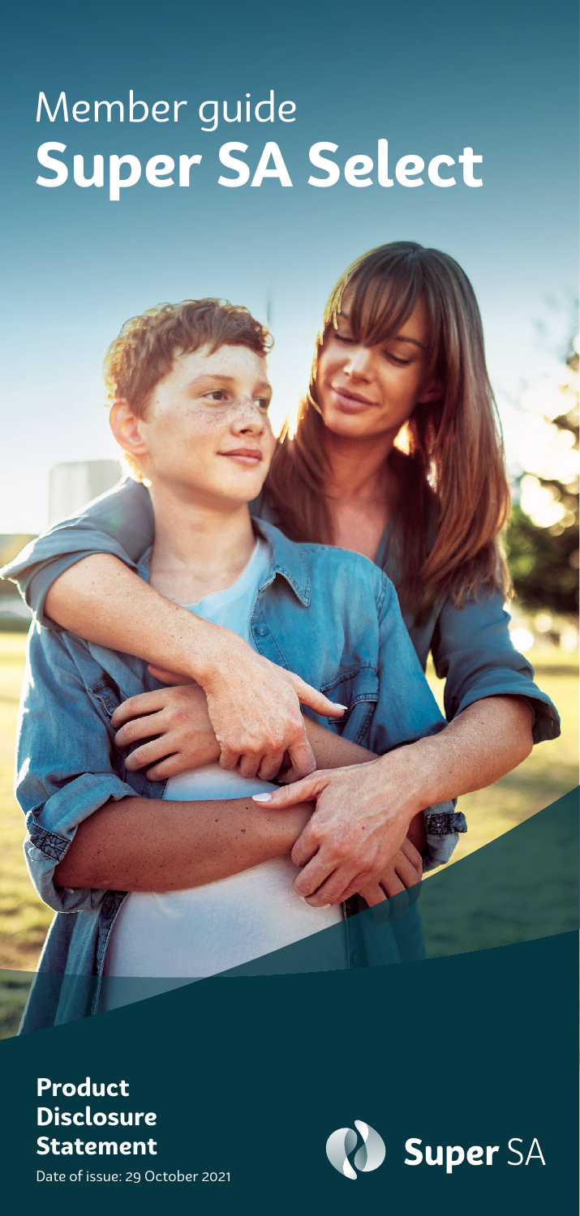# Member guide
# Super SA Select

**Product Disclosure Statement**

Date of issue: 29 October 2021

Super SA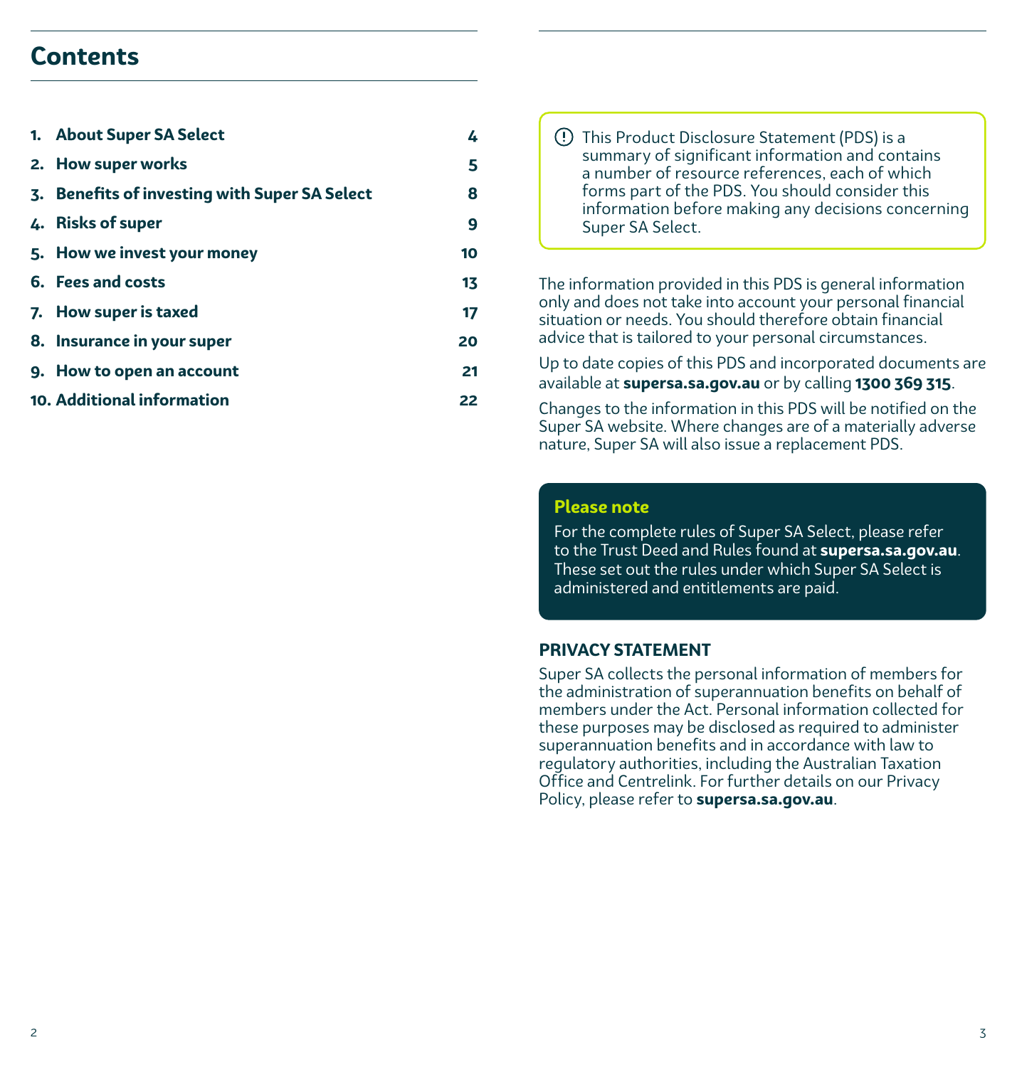# Contents

| | |
|---|---|
| **1. About Super SA Select** | **4** |
| **2. How super works** | **5** |
| **3. Benefits of investing with Super SA Select** | **8** |
| **4. Risks of super** | **9** |
| **5. How we invest your money** | **10** |
| **6. Fees and costs** | **13** |
| **7. How super is taxed** | **17** |
| **8. Insurance in your super** | **20** |
| **9. How to open an account** | **21** |
| **10. Additional information** | **22** |

This Product Disclosure Statement (PDS) is a summary of significant information and contains a number of resource references, each of which forms part of the PDS. You should consider this information before making any decisions concerning Super SA Select.

The information provided in this PDS is general information only and does not take into account your personal financial situation or needs. You should therefore obtain financial advice that is tailored to your personal circumstances.

Up to date copies of this PDS and incorporated documents are available at **supersa.sa.gov.au** or by calling **1300 369 315**.

Changes to the information in this PDS will be notified on the Super SA website. Where changes are of a materially adverse nature, Super SA will also issue a replacement PDS.

**Please note**

For the complete rules of Super SA Select, please refer to the Trust Deed and Rules found at **supersa.sa.gov.au**. These set out the rules under which Super SA Select is administered and entitlements are paid.

## PRIVACY STATEMENT

Super SA collects the personal information of members for the administration of superannuation benefits on behalf of members under the Act. Personal information collected for these purposes may be disclosed as required to administer superannuation benefits and in accordance with law to regulatory authorities, including the Australian Taxation Office and Centrelink. For further details on our Privacy Policy, please refer to **supersa.sa.gov.au**.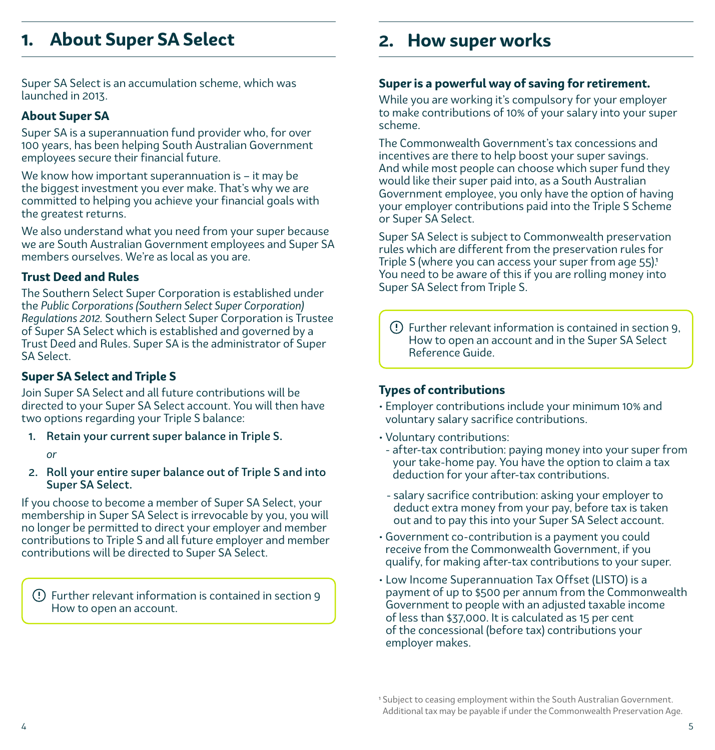# 1. About Super SA Select

Super SA Select is an accumulation scheme, which was launched in 2013.

### About Super SA

Super SA is a superannuation fund provider who, for over 100 years, has been helping South Australian Government employees secure their financial future.

We know how important superannuation is – it may be the biggest investment you ever make. That's why we are committed to helping you achieve your financial goals with the greatest returns.

We also understand what you need from your super because we are South Australian Government employees and Super SA members ourselves. We're as local as you are.

### Trust Deed and Rules

The Southern Select Super Corporation is established under the *Public Corporations (Southern Select Super Corporation) Regulations 2012.* Southern Select Super Corporation is Trustee of Super SA Select which is established and governed by a Trust Deed and Rules. Super SA is the administrator of Super SA Select.

### Super SA Select and Triple S

Join Super SA Select and all future contributions will be directed to your Super SA Select account. You will then have two options regarding your Triple S balance:

1. **Retain your current super balance in Triple S.**

   *or*

2. **Roll your entire super balance out of Triple S and into Super SA Select.**

If you choose to become a member of Super SA Select, your membership in Super SA Select is irrevocable by you, you will no longer be permitted to direct your employer and member contributions to Triple S and all future employer and member contributions will be directed to Super SA Select.

> (!) Further relevant information is contained in section 9 How to open an account.

# 2. How super works

### Super is a powerful way of saving for retirement.

While you are working it's compulsory for your employer to make contributions of 10% of your salary into your super scheme.

The Commonwealth Government's tax concessions and incentives are there to help boost your super savings. And while most people can choose which super fund they would like their super paid into, as a South Australian Government employee, you only have the option of having your employer contributions paid into the Triple S Scheme or Super SA Select.

Super SA Select is subject to Commonwealth preservation rules which are different from the preservation rules for Triple S (where you can access your super from age 55).[1] You need to be aware of this if you are rolling money into Super SA Select from Triple S.

> (!) Further relevant information is contained in section 9, How to open an account and in the Super SA Select Reference Guide.

### Types of contributions

- Employer contributions include your minimum 10% and voluntary salary sacrifice contributions.
- Voluntary contributions:
  - after-tax contribution: paying money into your super from your take-home pay. You have the option to claim a tax deduction for your after-tax contributions.
  - salary sacrifice contribution: asking your employer to deduct extra money from your pay, before tax is taken out and to pay this into your Super SA Select account.
- Government co-contribution is a payment you could receive from the Commonwealth Government, if you qualify, for making after-tax contributions to your super.
- Low Income Superannuation Tax Offset (LISTO) is a payment of up to $500 per annum from the Commonwealth Government to people with an adjusted taxable income of less than $37,000. It is calculated as 15 per cent of the concessional (before tax) contributions your employer makes.

[1] Subject to ceasing employment within the South Australian Government. Additional tax may be payable if under the Commonwealth Preservation Age.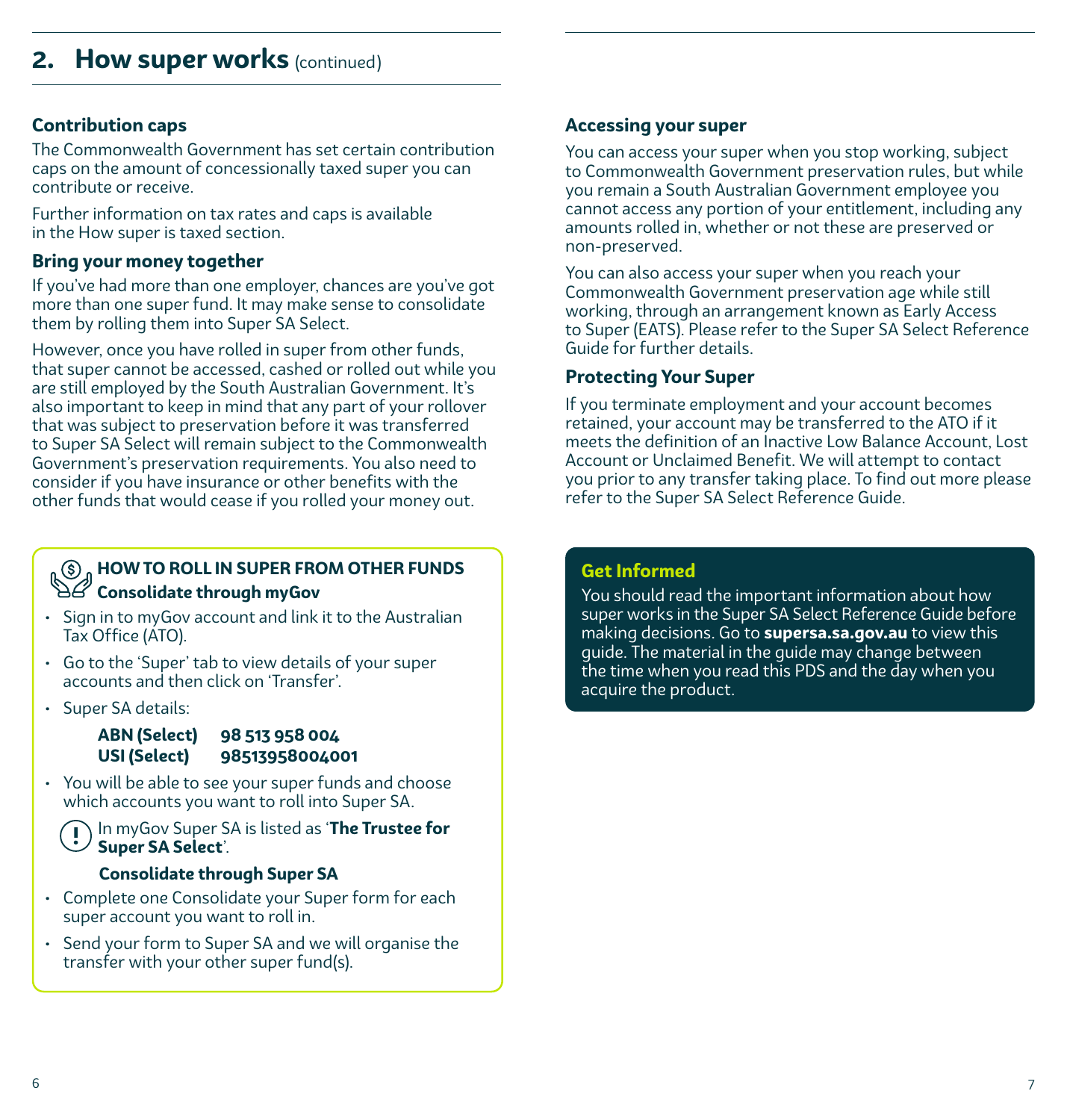## 2. How super works (continued)

### Contribution caps

The Commonwealth Government has set certain contribution caps on the amount of concessionally taxed super you can contribute or receive.

Further information on tax rates and caps is available in the How super is taxed section.

### Bring your money together

If you've had more than one employer, chances are you've got more than one super fund. It may make sense to consolidate them by rolling them into Super SA Select.

However, once you have rolled in super from other funds, that super cannot be accessed, cashed or rolled out while you are still employed by the South Australian Government. It's also important to keep in mind that any part of your rollover that was subject to preservation before it was transferred to Super SA Select will remain subject to the Commonwealth Government's preservation requirements. You also need to consider if you have insurance or other benefits with the other funds that would cease if you rolled your money out.

**HOW TO ROLL IN SUPER FROM OTHER FUNDS**

**Consolidate through myGov**

- Sign in to myGov account and link it to the Australian Tax Office (ATO).
- Go to the 'Super' tab to view details of your super accounts and then click on 'Transfer'.
- Super SA details:

  **ABN (Select)** **98 513 958 004**
  **USI (Select)** **98513958004001**

- You will be able to see your super funds and choose which accounts you want to roll into Super SA.

In myGov Super SA is listed as '**The Trustee for Super SA Select**'.

**Consolidate through Super SA**

- Complete one Consolidate your Super form for each super account you want to roll in.
- Send your form to Super SA and we will organise the transfer with your other super fund(s).

### Accessing your super

You can access your super when you stop working, subject to Commonwealth Government preservation rules, but while you remain a South Australian Government employee you cannot access any portion of your entitlement, including any amounts rolled in, whether or not these are preserved or non-preserved.

You can also access your super when you reach your Commonwealth Government preservation age while still working, through an arrangement known as Early Access to Super (EATS). Please refer to the Super SA Select Reference Guide for further details.

### Protecting Your Super

If you terminate employment and your account becomes retained, your account may be transferred to the ATO if it meets the definition of an Inactive Low Balance Account, Lost Account or Unclaimed Benefit. We will attempt to contact you prior to any transfer taking place. To find out more please refer to the Super SA Select Reference Guide.

**Get Informed**

You should read the important information about how super works in the Super SA Select Reference Guide before making decisions. Go to **supersa.sa.gov.au** to view this guide. The material in the guide may change between the time when you read this PDS and the day when you acquire the product.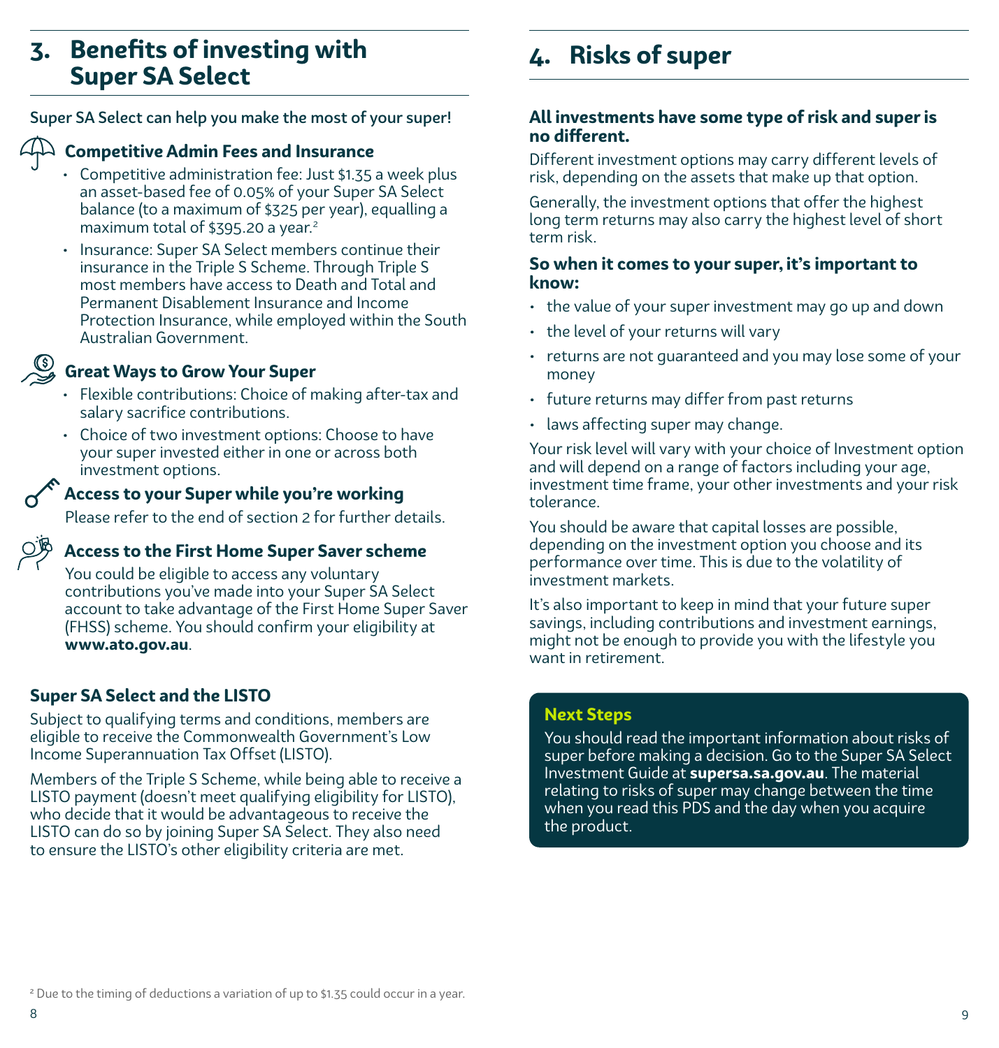# 3. Benefits of investing with Super SA Select

**Super SA Select can help you make the most of your super!**

### Competitive Admin Fees and Insurance

- Competitive administration fee: Just $1.35 a week plus an asset-based fee of 0.05% of your Super SA Select balance (to a maximum of $325 per year), equalling a maximum total of $395.20 a year.[2]
- Insurance: Super SA Select members continue their insurance in the Triple S Scheme. Through Triple S most members have access to Death and Total and Permanent Disablement Insurance and Income Protection Insurance, while employed within the South Australian Government.

### Great Ways to Grow Your Super

- Flexible contributions: Choice of making after-tax and salary sacrifice contributions.
- Choice of two investment options: Choose to have your super invested either in one or across both investment options.

### Access to your Super while you're working

Please refer to the end of section 2 for further details.

### Access to the First Home Super Saver scheme

You could be eligible to access any voluntary contributions you've made into your Super SA Select account to take advantage of the First Home Super Saver (FHSS) scheme. You should confirm your eligibility at **www.ato.gov.au**.

### Super SA Select and the LISTO

Subject to qualifying terms and conditions, members are eligible to receive the Commonwealth Government's Low Income Superannuation Tax Offset (LISTO).

Members of the Triple S Scheme, while being able to receive a LISTO payment (doesn't meet qualifying eligibility for LISTO), who decide that it would be advantageous to receive the LISTO can do so by joining Super SA Select. They also need to ensure the LISTO's other eligibility criteria are met.

[2] Due to the timing of deductions a variation of up to $1.35 could occur in a year.

# 4. Risks of super

**All investments have some type of risk and super is no different.**

Different investment options may carry different levels of risk, depending on the assets that make up that option.

Generally, the investment options that offer the highest long term returns may also carry the highest level of short term risk.

**So when it comes to your super, it's important to know:**

- the value of your super investment may go up and down
- the level of your returns will vary
- returns are not guaranteed and you may lose some of your money
- future returns may differ from past returns
- laws affecting super may change.

Your risk level will vary with your choice of Investment option and will depend on a range of factors including your age, investment time frame, your other investments and your risk tolerance.

You should be aware that capital losses are possible, depending on the investment option you choose and its performance over time. This is due to the volatility of investment markets.

It's also important to keep in mind that your future super savings, including contributions and investment earnings, might not be enough to provide you with the lifestyle you want in retirement.

**Next Steps**

You should read the important information about risks of super before making a decision. Go to the Super SA Select Investment Guide at **supersa.sa.gov.au**. The material relating to risks of super may change between the time when you read this PDS and the day when you acquire the product.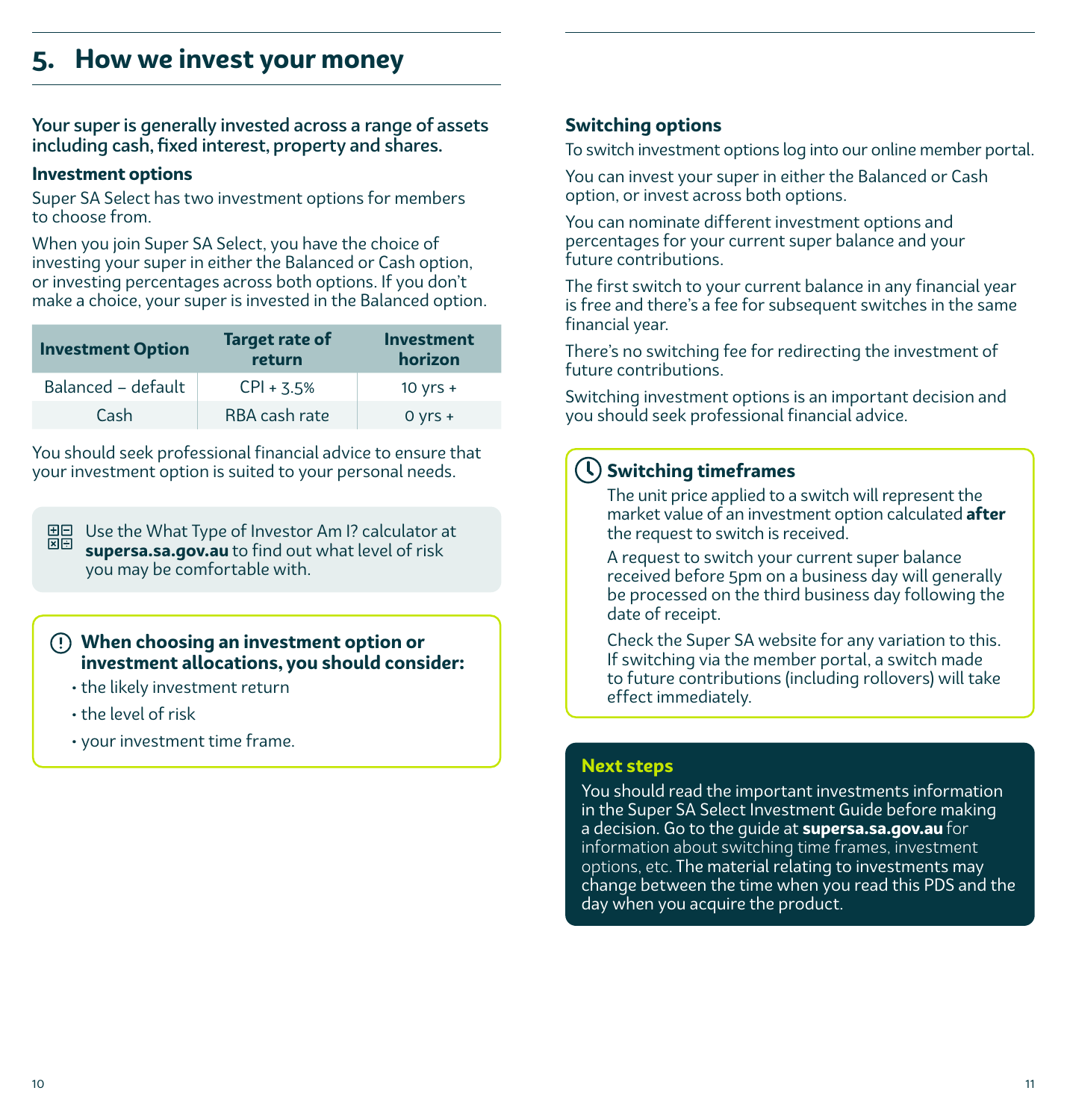# 5. How we invest your money

**Your super is generally invested across a range of assets including cash, fixed interest, property and shares.**

### Investment options

Super SA Select has two investment options for members to choose from.

When you join Super SA Select, you have the choice of investing your super in either the Balanced or Cash option, or investing percentages across both options. If you don't make a choice, your super is invested in the Balanced option.

| Investment Option | Target rate of return | Investment horizon |
|---|---|---|
| Balanced – default | CPI + 3.5% | 10 yrs + |
| Cash | RBA cash rate | 0 yrs + |

You should seek professional financial advice to ensure that your investment option is suited to your personal needs.

Use the What Type of Investor Am I? calculator at **supersa.sa.gov.au** to find out what level of risk you may be comfortable with.

**When choosing an investment option or investment allocations, you should consider:**

- the likely investment return
- the level of risk
- your investment time frame.

### Switching options

To switch investment options log into our online member portal.

You can invest your super in either the Balanced or Cash option, or invest across both options.

You can nominate different investment options and percentages for your current super balance and your future contributions.

The first switch to your current balance in any financial year is free and there's a fee for subsequent switches in the same financial year.

There's no switching fee for redirecting the investment of future contributions.

Switching investment options is an important decision and you should seek professional financial advice.

**Switching timeframes**

The unit price applied to a switch will represent the market value of an investment option calculated **after** the request to switch is received.

A request to switch your current super balance received before 5pm on a business day will generally be processed on the third business day following the date of receipt.

Check the Super SA website for any variation to this. If switching via the member portal, a switch made to future contributions (including rollovers) will take effect immediately.

**Next steps**

You should read the important investments information in the Super SA Select Investment Guide before making a decision. Go to the guide at **supersa.sa.gov.au** for information about switching time frames, investment options, etc. The material relating to investments may change between the time when you read this PDS and the day when you acquire the product.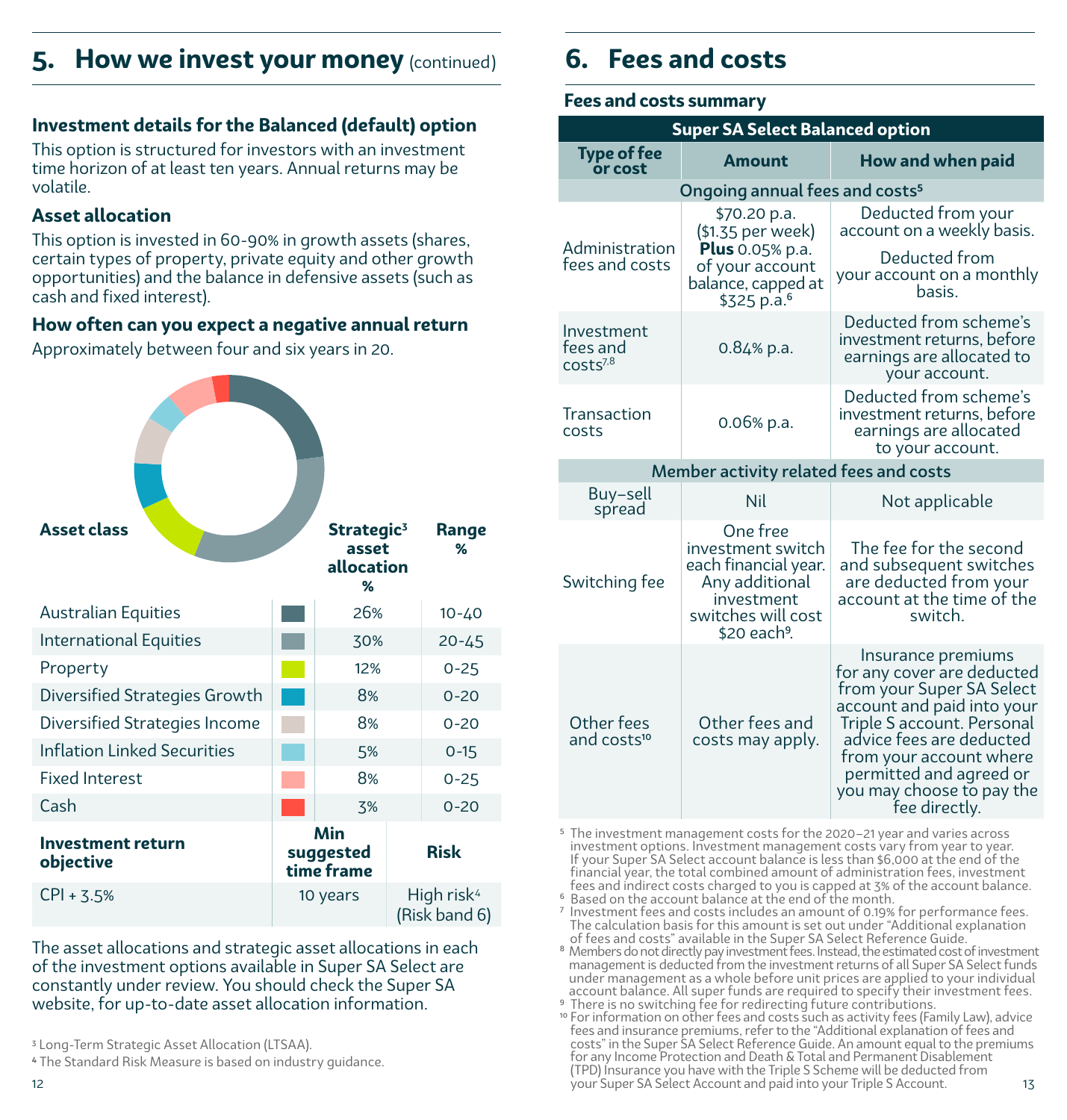## 5. How we invest your money (continued)

### Investment details for the Balanced (default) option

This option is structured for investors with an investment time horizon of at least ten years. Annual returns may be volatile.

### Asset allocation

This option is invested in 60-90% in growth assets (shares, certain types of property, private equity and other growth opportunities) and the balance in defensive assets (such as cash and fixed interest).

### How often can you expect a negative annual return

Approximately between four and six years in 20.

| Asset class | Strategic[3] asset allocation % | Range % |
|---|---|---|
| Australian Equities | 26% | 10-40 |
| International Equities | 30% | 20-45 |
| Property | 12% | 0-25 |
| Diversified Strategies Growth | 8% | 0-20 |
| Diversified Strategies Income | 8% | 0-20 |
| Inflation Linked Securities | 5% | 0-15 |
| Fixed Interest | 8% | 0-25 |
| Cash | 3% | 0-20 |

| Investment return objective | Min suggested time frame | Risk |
|---|---|---|
| CPI + 3.5% | 10 years | High risk[4] (Risk band 6) |

The asset allocations and strategic asset allocations in each of the investment options available in Super SA Select are constantly under review. You should check the Super SA website, for up-to-date asset allocation information.

[3] Long-Term Strategic Asset Allocation (LTSAA).

[4] The Standard Risk Measure is based on industry guidance.

## 6. Fees and costs

### Fees and costs summary

| Super SA Select Balanced option | | |
|---|---|---|
| **Type of fee or cost** | **Amount** | **How and when paid** |
| **Ongoing annual fees and costs[5]** | | |
| Administration fees and costs | $70.20 p.a. ($1.35 per week) **Plus** 0.05% p.a. of your account balance, capped at $325 p.a.[6] | Deducted from your account on a weekly basis. Deducted from your account on a monthly basis. |
| Investment fees and costs[7,8] | 0.84% p.a. | Deducted from scheme's investment returns, before earnings are allocated to your account. |
| Transaction costs | 0.06% p.a. | Deducted from scheme's investment returns, before earnings are allocated to your account. |
| **Member activity related fees and costs** | | |
| Buy–sell spread | Nil | Not applicable |
| Switching fee | One free investment switch each financial year. Any additional investment switches will cost $20 each[9]. | The fee for the second and subsequent switches are deducted from your account at the time of the switch. |
| Other fees and costs[10] | Other fees and costs may apply. | Insurance premiums for any cover are deducted from your Super SA Select account and paid into your Triple S account. Personal advice fees are deducted from your account where permitted and agreed or you may choose to pay the fee directly. |

[5] The investment management costs for the 2020–21 year and varies across investment options. Investment management costs vary from year to year. If your Super SA Select account balance is less than $6,000 at the end of the financial year, the total combined amount of administration fees, investment fees and indirect costs charged to you is capped at 3% of the account balance.

[6] Based on the account balance at the end of the month.

[7] Investment fees and costs includes an amount of 0.19% for performance fees. The calculation basis for this amount is set out under "Additional explanation of fees and costs" available in the Super SA Select Reference Guide.

[8] Members do not directly pay investment fees. Instead, the estimated cost of investment management is deducted from the investment returns of all Super SA Select funds under management as a whole before unit prices are applied to your individual account balance. All super funds are required to specify their investment fees.

[9] There is no switching fee for redirecting future contributions.

[10] For information on other fees and costs such as activity fees (Family Law), advice fees and insurance premiums, refer to the "Additional explanation of fees and costs" in the Super SA Select Reference Guide. An amount equal to the premiums for any Income Protection and Death & Total and Permanent Disablement (TPD) Insurance you have with the Triple S Scheme will be deducted from your Super SA Select Account and paid into your Triple S Account.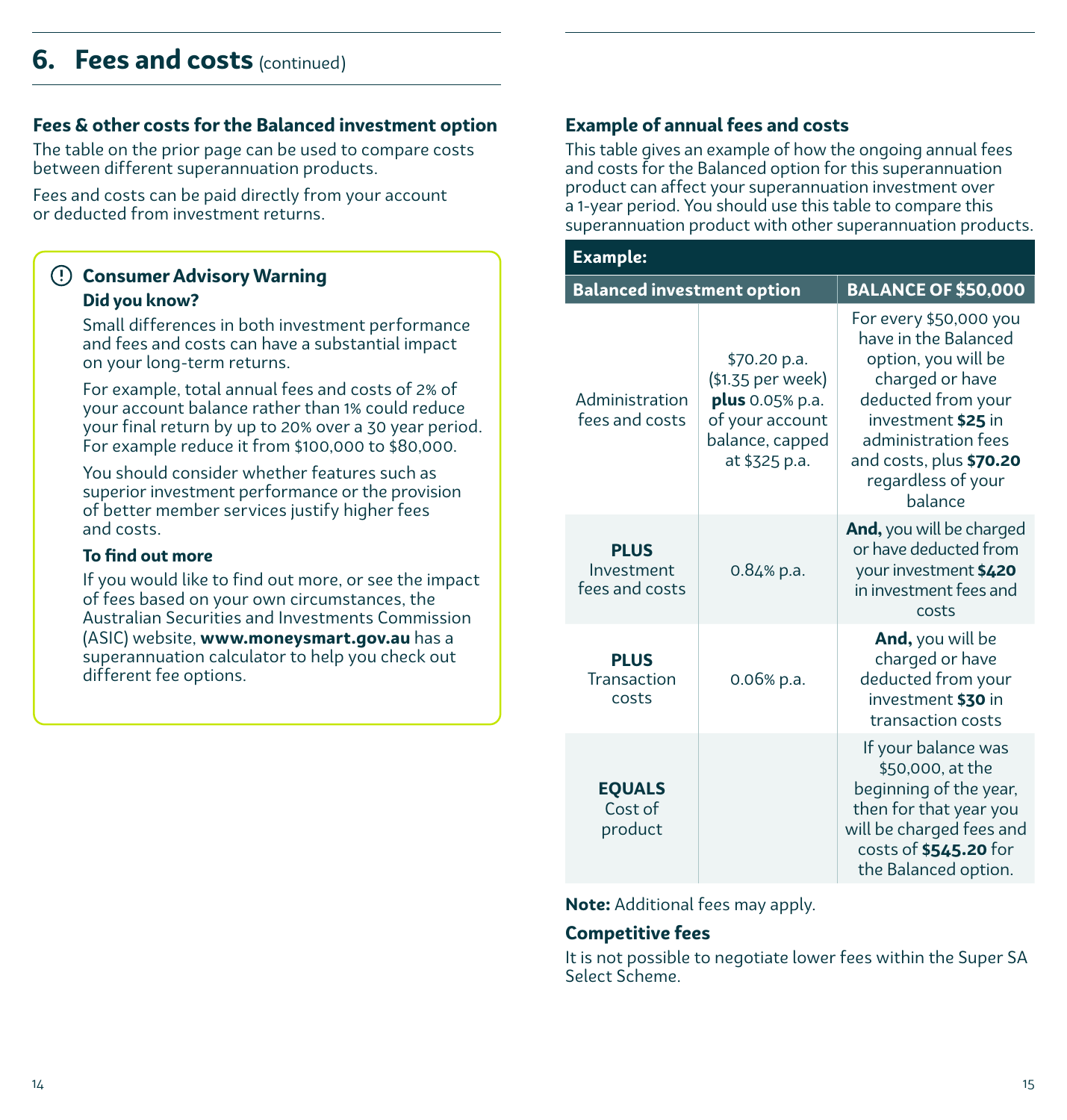## 6. Fees and costs (continued)

### Fees & other costs for the Balanced investment option

The table on the prior page can be used to compare costs between different superannuation products.

Fees and costs can be paid directly from your account or deducted from investment returns.

> **Consumer Advisory Warning**
>
> **Did you know?**
>
> Small differences in both investment performance and fees and costs can have a substantial impact on your long-term returns.
>
> For example, total annual fees and costs of 2% of your account balance rather than 1% could reduce your final return by up to 20% over a 30 year period. For example reduce it from $100,000 to $80,000.
>
> You should consider whether features such as superior investment performance or the provision of better member services justify higher fees and costs.
>
> **To find out more**
>
> If you would like to find out more, or see the impact of fees based on your own circumstances, the Australian Securities and Investments Commission (ASIC) website, **www.moneysmart.gov.au** has a superannuation calculator to help you check out different fee options.

### Example of annual fees and costs

This table gives an example of how the ongoing annual fees and costs for the Balanced option for this superannuation product can affect your superannuation investment over a 1-year period. You should use this table to compare this superannuation product with other superannuation products.

| **Example:** | | |
|---|---|---|
| **Balanced investment option** | | **BALANCE OF $50,000** |
| Administration fees and costs | $70.20 p.a. ($1.35 per week) **plus** 0.05% p.a. of your account balance, capped at $325 p.a. | For every $50,000 you have in the Balanced option, you will be charged or have deducted from your investment **$25** in administration fees and costs, plus **$70.20** regardless of your balance |
| **PLUS** Investment fees and costs | 0.84% p.a. | **And,** you will be charged or have deducted from your investment **$420** in investment fees and costs |
| **PLUS** Transaction costs | 0.06% p.a. | **And,** you will be charged or have deducted from your investment **$30** in transaction costs |
| **EQUALS** Cost of product | | If your balance was $50,000, at the beginning of the year, then for that year you will be charged fees and costs of **$545.20** for the Balanced option. |

**Note:** Additional fees may apply.

### Competitive fees

It is not possible to negotiate lower fees within the Super SA Select Scheme.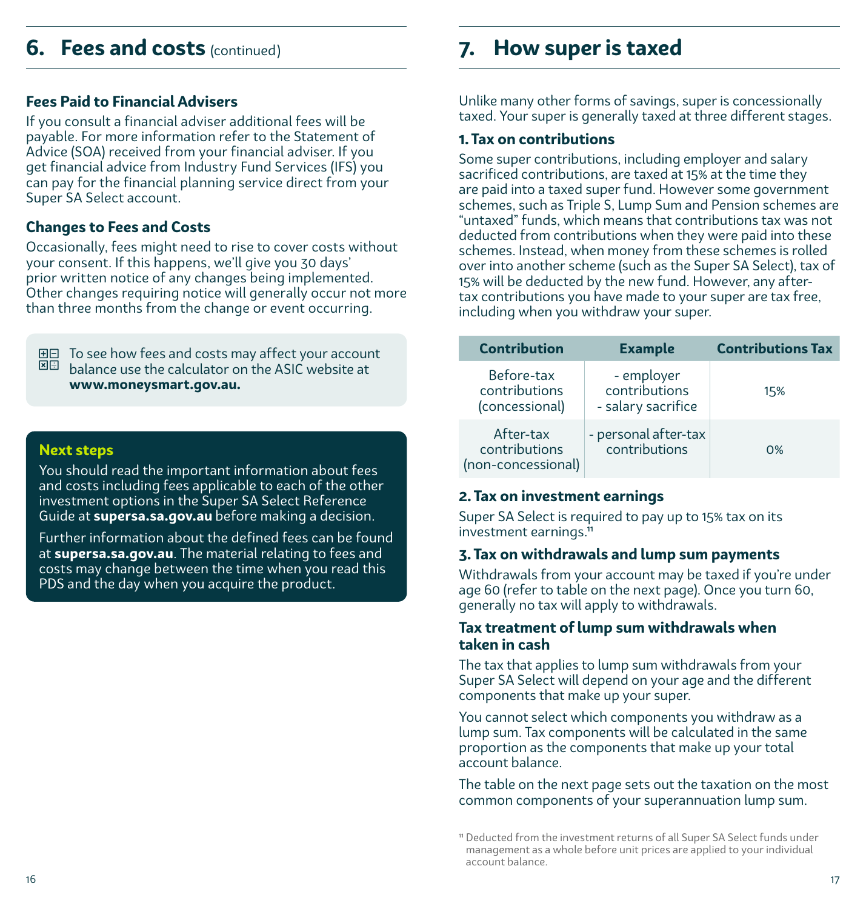## 6. Fees and costs (continued)

### Fees Paid to Financial Advisers

If you consult a financial adviser additional fees will be payable. For more information refer to the Statement of Advice (SOA) received from your financial adviser. If you get financial advice from Industry Fund Services (IFS) you can pay for the financial planning service direct from your Super SA Select account.

### Changes to Fees and Costs

Occasionally, fees might need to rise to cover costs without your consent. If this happens, we'll give you 30 days' prior written notice of any changes being implemented. Other changes requiring notice will generally occur not more than three months from the change or event occurring.

To see how fees and costs may affect your account balance use the calculator on the ASIC website at **www.moneysmart.gov.au.**

**Next steps**

You should read the important information about fees and costs including fees applicable to each of the other investment options in the Super SA Select Reference Guide at **supersa.sa.gov.au** before making a decision.

Further information about the defined fees can be found at **supersa.sa.gov.au**. The material relating to fees and costs may change between the time when you read this PDS and the day when you acquire the product.

## 7. How super is taxed

Unlike many other forms of savings, super is concessionally taxed. Your super is generally taxed at three different stages.

### 1. Tax on contributions

Some super contributions, including employer and salary sacrificed contributions, are taxed at 15% at the time they are paid into a taxed super fund. However some government schemes, such as Triple S, Lump Sum and Pension schemes are "untaxed" funds, which means that contributions tax was not deducted from contributions when they were paid into these schemes. Instead, when money from these schemes is rolled over into another scheme (such as the Super SA Select), tax of 15% will be deducted by the new fund. However, any after-tax contributions you have made to your super are tax free, including when you withdraw your super.

| Contribution | Example | Contributions Tax |
|---|---|---|
| Before-tax contributions (concessional) | - employer contributions<br>- salary sacrifice | 15% |
| After-tax contributions (non-concessional) | - personal after-tax contributions | 0% |

### 2. Tax on investment earnings

Super SA Select is required to pay up to 15% tax on its investment earnings.[11]

### 3. Tax on withdrawals and lump sum payments

Withdrawals from your account may be taxed if you're under age 60 (refer to table on the next page). Once you turn 60, generally no tax will apply to withdrawals.

### Tax treatment of lump sum withdrawals when taken in cash

The tax that applies to lump sum withdrawals from your Super SA Select will depend on your age and the different components that make up your super.

You cannot select which components you withdraw as a lump sum. Tax components will be calculated in the same proportion as the components that make up your total account balance.

The table on the next page sets out the taxation on the most common components of your superannuation lump sum.

[11] Deducted from the investment returns of all Super SA Select funds under management as a whole before unit prices are applied to your individual account balance.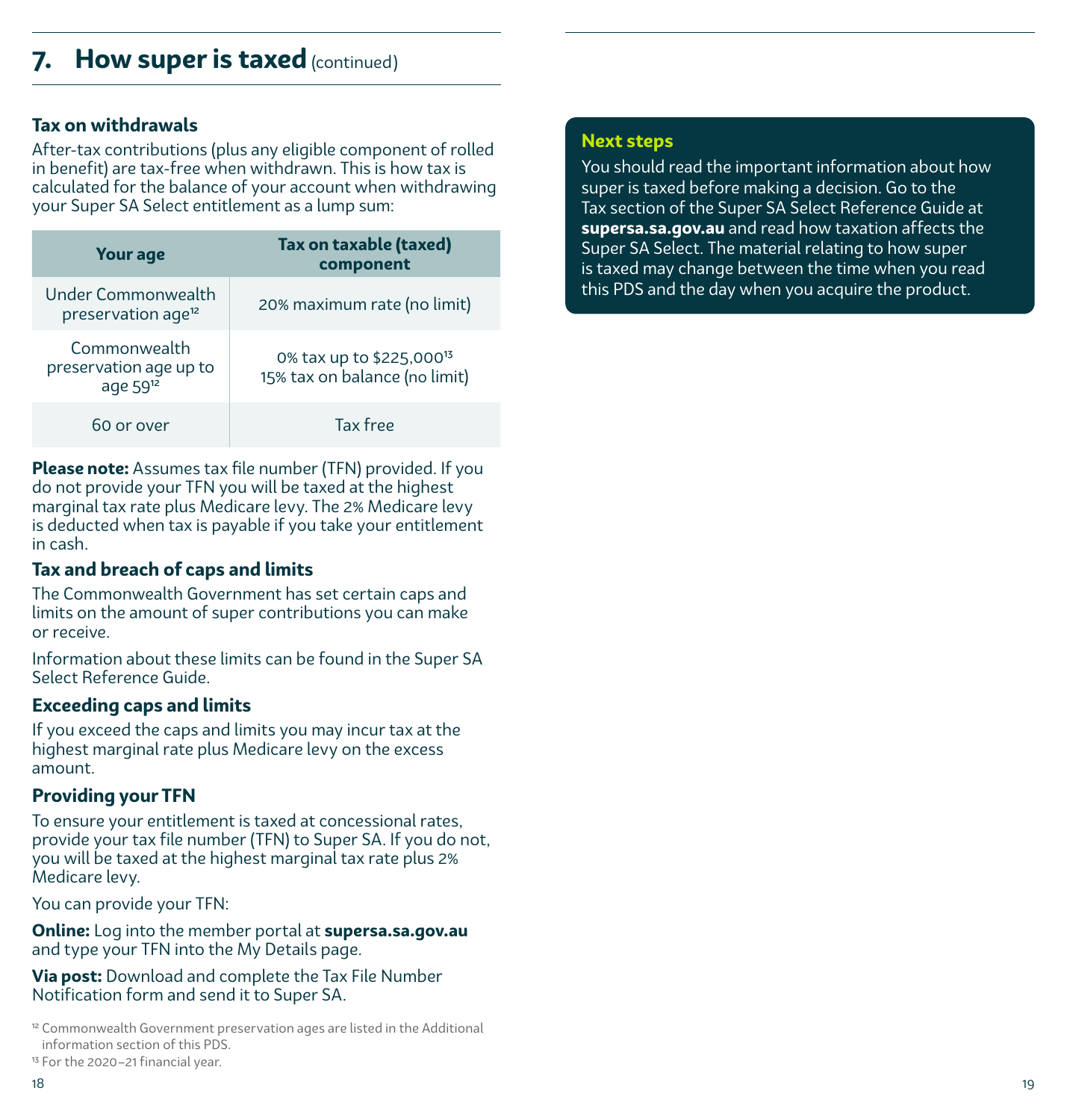## 7. How super is taxed (continued)

### Tax on withdrawals

After-tax contributions (plus any eligible component of rolled in benefit) are tax-free when withdrawn. This is how tax is calculated for the balance of your account when withdrawing your Super SA Select entitlement as a lump sum:

| Your age | Tax on taxable (taxed) component |
| --- | --- |
| Under Commonwealth preservation age[12] | 20% maximum rate (no limit) |
| Commonwealth preservation age up to age 59[12] | 0% tax up to $225,000[13]<br>15% tax on balance (no limit) |
| 60 or over | Tax free |

**Please note:** Assumes tax file number (TFN) provided. If you do not provide your TFN you will be taxed at the highest marginal tax rate plus Medicare levy. The 2% Medicare levy is deducted when tax is payable if you take your entitlement in cash.

### Tax and breach of caps and limits

The Commonwealth Government has set certain caps and limits on the amount of super contributions you can make or receive.

Information about these limits can be found in the Super SA Select Reference Guide.

### Exceeding caps and limits

If you exceed the caps and limits you may incur tax at the highest marginal rate plus Medicare levy on the excess amount.

### Providing your TFN

To ensure your entitlement is taxed at concessional rates, provide your tax file number (TFN) to Super SA. If you do not, you will be taxed at the highest marginal tax rate plus 2% Medicare levy.

You can provide your TFN:

**Online:** Log into the member portal at **supersa.sa.gov.au** and type your TFN into the My Details page.

**Via post:** Download and complete the Tax File Number Notification form and send it to Super SA.

[12] Commonwealth Government preservation ages are listed in the Additional information section of this PDS.

[13] For the 2020–21 financial year.

### Next steps

You should read the important information about how super is taxed before making a decision. Go to the Tax section of the Super SA Select Reference Guide at **supersa.sa.gov.au** and read how taxation affects the Super SA Select. The material relating to how super is taxed may change between the time when you read this PDS and the day when you acquire the product.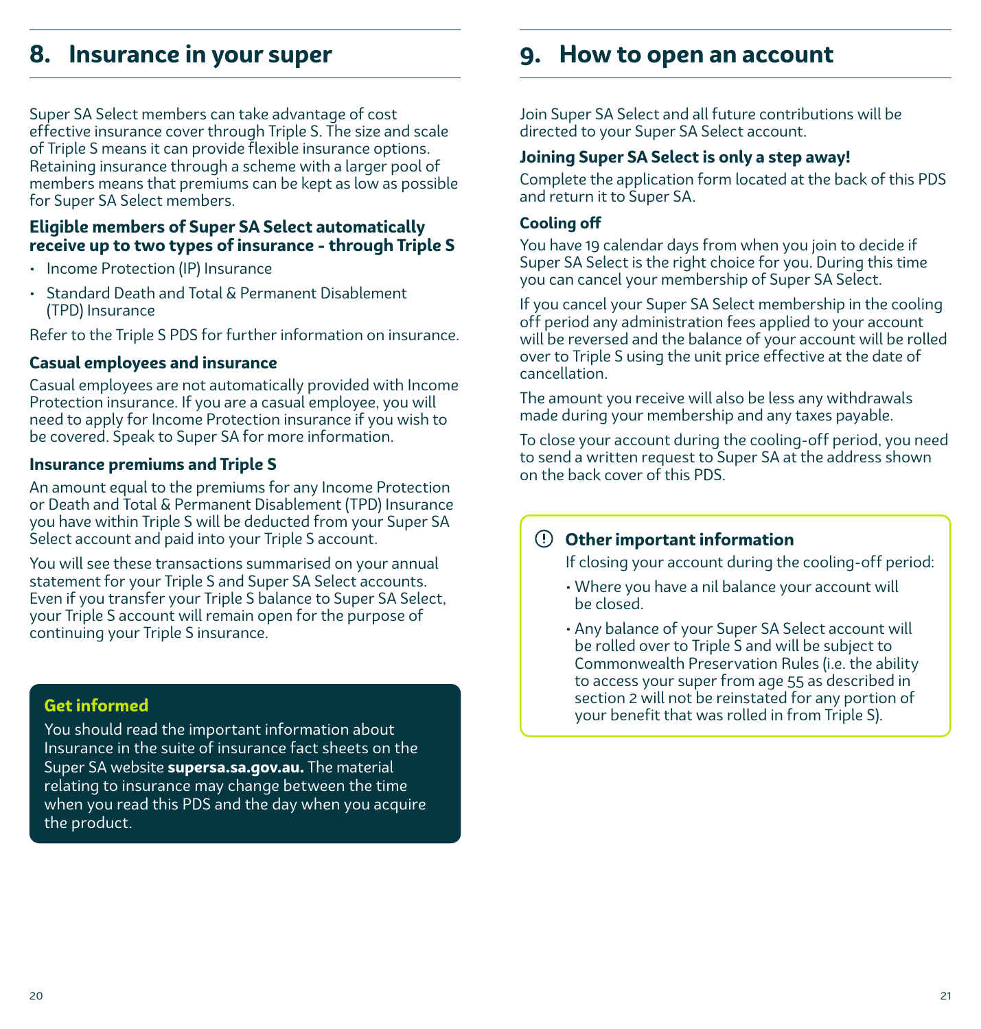# 8. Insurance in your super

Super SA Select members can take advantage of cost effective insurance cover through Triple S. The size and scale of Triple S means it can provide flexible insurance options. Retaining insurance through a scheme with a larger pool of members means that premiums can be kept as low as possible for Super SA Select members.

**Eligible members of Super SA Select automatically receive up to two types of insurance - through Triple S**

- Income Protection (IP) Insurance
- Standard Death and Total & Permanent Disablement (TPD) Insurance

Refer to the Triple S PDS for further information on insurance.

### Casual employees and insurance

Casual employees are not automatically provided with Income Protection insurance. If you are a casual employee, you will need to apply for Income Protection insurance if you wish to be covered. Speak to Super SA for more information.

### Insurance premiums and Triple S

An amount equal to the premiums for any Income Protection or Death and Total & Permanent Disablement (TPD) Insurance you have within Triple S will be deducted from your Super SA Select account and paid into your Triple S account.

You will see these transactions summarised on your annual statement for your Triple S and Super SA Select accounts. Even if you transfer your Triple S balance to Super SA Select, your Triple S account will remain open for the purpose of continuing your Triple S insurance.

**Get informed**

You should read the important information about Insurance in the suite of insurance fact sheets on the Super SA website **supersa.sa.gov.au.** The material relating to insurance may change between the time when you read this PDS and the day when you acquire the product.

# 9. How to open an account

Join Super SA Select and all future contributions will be directed to your Super SA Select account.

**Joining Super SA Select is only a step away!**

Complete the application form located at the back of this PDS and return it to Super SA.

### Cooling off

You have 19 calendar days from when you join to decide if Super SA Select is the right choice for you. During this time you can cancel your membership of Super SA Select.

If you cancel your Super SA Select membership in the cooling off period any administration fees applied to your account will be reversed and the balance of your account will be rolled over to Triple S using the unit price effective at the date of cancellation.

The amount you receive will also be less any withdrawals made during your membership and any taxes payable.

To close your account during the cooling-off period, you need to send a written request to Super SA at the address shown on the back cover of this PDS.

**Other important information**

If closing your account during the cooling-off period:

- Where you have a nil balance your account will be closed.
- Any balance of your Super SA Select account will be rolled over to Triple S and will be subject to Commonwealth Preservation Rules (i.e. the ability to access your super from age 55 as described in section 2 will not be reinstated for any portion of your benefit that was rolled in from Triple S).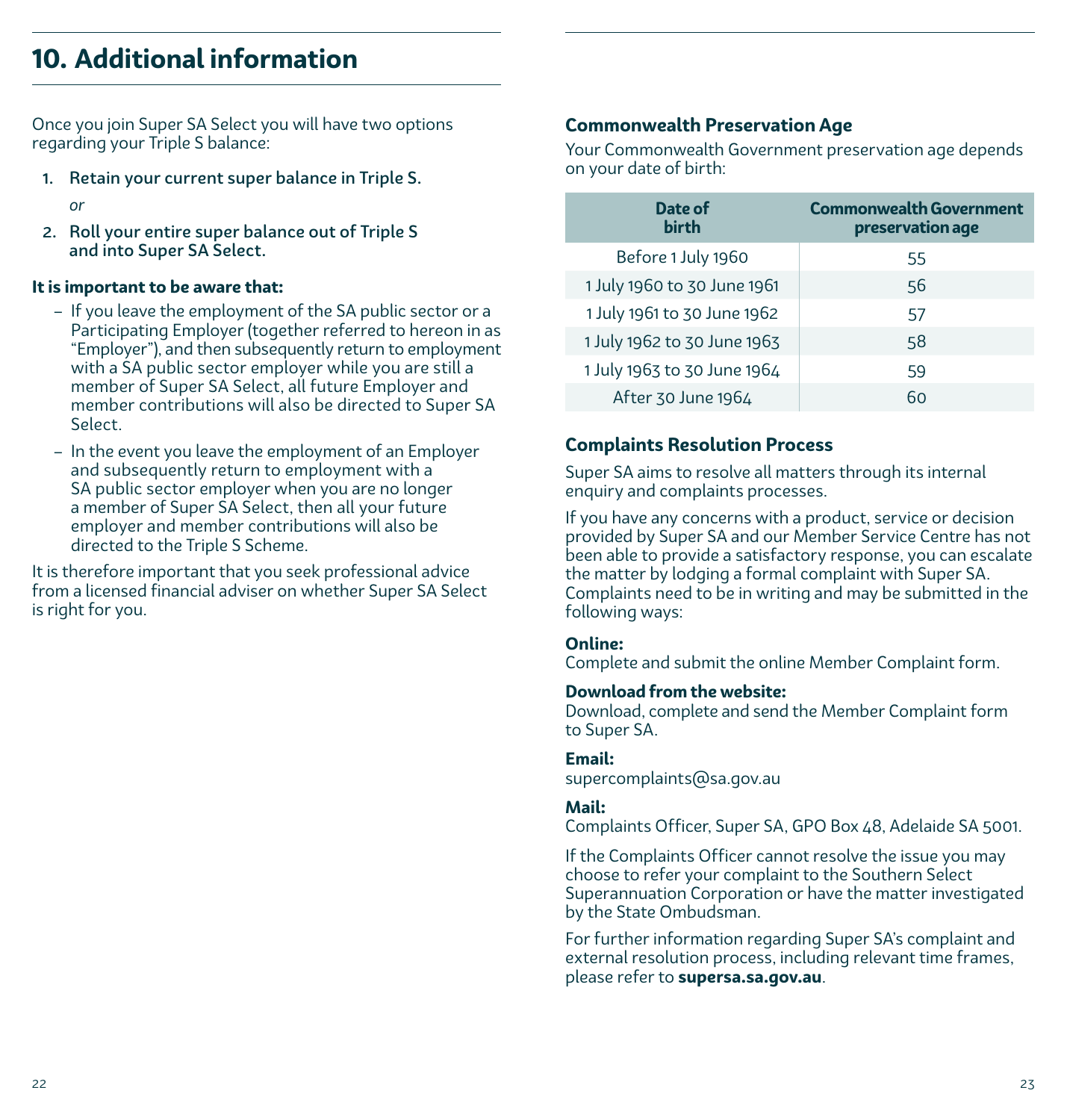# 10. Additional information

Once you join Super SA Select you will have two options regarding your Triple S balance:

1. **Retain your current super balance in Triple S.**

   *or*

2. **Roll your entire super balance out of Triple S and into Super SA Select.**

**It is important to be aware that:**

- If you leave the employment of the SA public sector or a Participating Employer (together referred to hereon in as "Employer"), and then subsequently return to employment with a SA public sector employer while you are still a member of Super SA Select, all future Employer and member contributions will also be directed to Super SA Select.
- In the event you leave the employment of an Employer and subsequently return to employment with a SA public sector employer when you are no longer a member of Super SA Select, then all your future employer and member contributions will also be directed to the Triple S Scheme.

It is therefore important that you seek professional advice from a licensed financial adviser on whether Super SA Select is right for you.

### Commonwealth Preservation Age

Your Commonwealth Government preservation age depends on your date of birth:

| Date of birth | Commonwealth Government preservation age |
|---|---|
| Before 1 July 1960 | 55 |
| 1 July 1960 to 30 June 1961 | 56 |
| 1 July 1961 to 30 June 1962 | 57 |
| 1 July 1962 to 30 June 1963 | 58 |
| 1 July 1963 to 30 June 1964 | 59 |
| After 30 June 1964 | 60 |

### Complaints Resolution Process

Super SA aims to resolve all matters through its internal enquiry and complaints processes.

If you have any concerns with a product, service or decision provided by Super SA and our Member Service Centre has not been able to provide a satisfactory response, you can escalate the matter by lodging a formal complaint with Super SA. Complaints need to be in writing and may be submitted in the following ways:

**Online:**
Complete and submit the online Member Complaint form.

**Download from the website:**
Download, complete and send the Member Complaint form to Super SA.

**Email:**
supercomplaints@sa.gov.au

**Mail:**
Complaints Officer, Super SA, GPO Box 48, Adelaide SA 5001.

If the Complaints Officer cannot resolve the issue you may choose to refer your complaint to the Southern Select Superannuation Corporation or have the matter investigated by the State Ombudsman.

For further information regarding Super SA's complaint and external resolution process, including relevant time frames, please refer to **supersa.sa.gov.au**.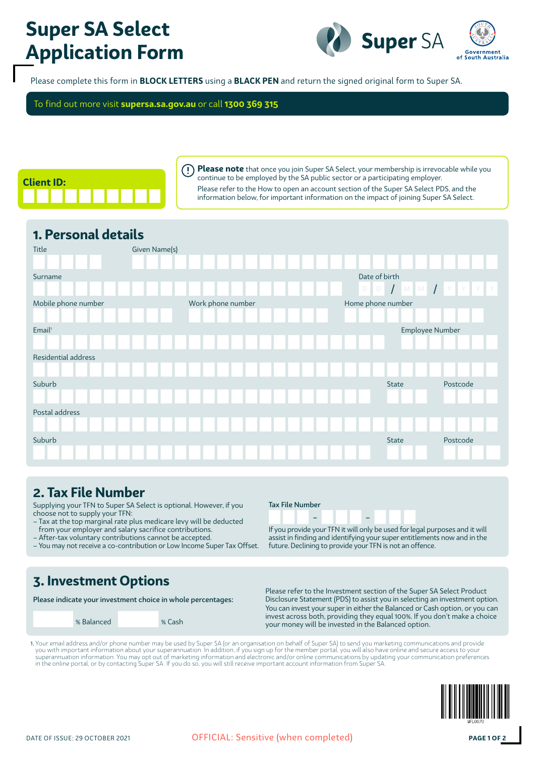# Super SA Select Application Form

Super SA

Government of South Australia

Please complete this form in **BLOCK LETTERS** using a **BLACK PEN** and return the signed original form to Super SA.

To find out more visit **supersa.sa.gov.au** or call **1300 369 315**

**Client ID:**

**Please note** that once you join Super SA Select, your membership is irrevocable while you continue to be employed by the SA public sector or a participating employer.

Please refer to the How to open an account section of the Super SA Select PDS, and the information below, for important information on the impact of joining Super SA Select.

## 1. Personal details

Title

Given Name(s)

Surname

Date of birth D D / M M / Y Y Y Y

Mobile phone number

Work phone number

Home phone number

Email[1]

Employee Number

Residential address

Suburb

State

Postcode

Postal address

Suburb

State

Postcode

## 2. Tax File Number

Supplying your TFN to Super SA Select is optional. However, if you choose not to supply your TFN:

- Tax at the top marginal rate plus medicare levy will be deducted from your employer and salary sacrifice contributions.
- After-tax voluntary contributions cannot be accepted.
- You may not receive a co-contribution or Low Income Super Tax Offset.

**Tax File Number**

– –

If you provide your TFN it will only be used for legal purposes and it will assist in finding and identifying your super entitlements now and in the future. Declining to provide your TFN is not an offence.

## 3. Investment Options

**Please indicate your investment choice in whole percentages:**

% Balanced

% Cash

Please refer to the Investment section of the Super SA Select Product Disclosure Statement (PDS) to assist you in selecting an investment option. You can invest your super in either the Balanced or Cash option, or you can invest across both, providing they equal 100%. If you don't make a choice your money will be invested in the Balanced option.

1. Your email address and/or phone number may be used by Super SA (or an organisation on behalf of Super SA) to send you marketing communications and provide you with important information about your superannuation. In addition, if you sign up for the member portal, you will also have online and secure access to your superannuation information. You may opt out of marketing information and electronic and/or online communications by updating your communication preferences in the online portal, or by contacting Super SA. If you do so, you will still receive important account information from Super SA.

SFL0070

DATE OF ISSUE: 29 OCTOBER 2021

OFFICIAL: Sensitive (when completed)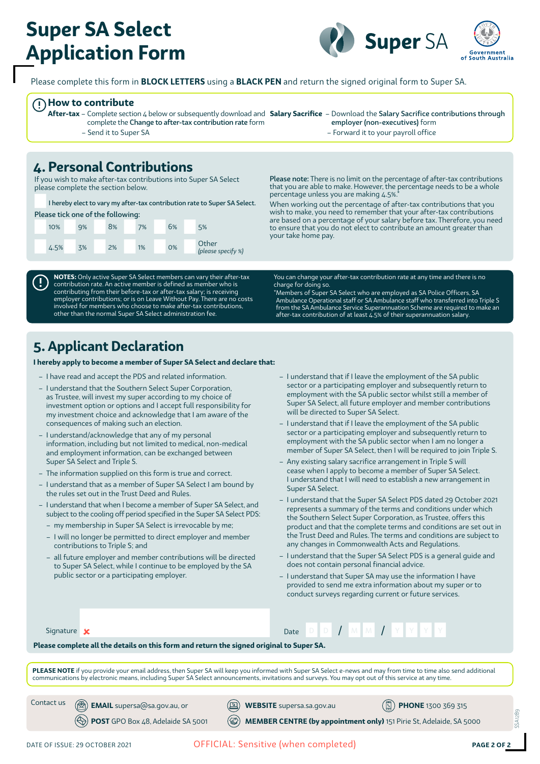# Super SA Select Application Form

Please complete this form in **BLOCK LETTERS** using a **BLACK PEN** and return the signed original form to Super SA.

## How to contribute

**After-tax** – Complete section 4 below or subsequently download and complete the **Change to after-tax contribution rate** form
– Send it to Super SA

**Salary Sacrifice** – Download the **Salary Sacrifice contributions through employer (non-executives)** form
– Forward it to your payroll office

## 4. Personal Contributions

If you wish to make after-tax contributions into Super SA Select please complete the section below.

☐ **I hereby elect to vary my after-tax contribution rate to Super SA Select.**

Please tick one of the following:

| | | | | | |
|---|---|---|---|---|---|
| ☐ 10% | ☐ 9% | ☐ 8% | ☐ 7% | ☐ 6% | ☐ 5% |
| ☐ 4.5% | ☐ 3% | ☐ 2% | ☐ 1% | ☐ 0% | ☐ Other *(please specify %)* |

**Please note:** There is no limit on the percentage of after-tax contributions that you are able to make. However, the percentage needs to be a whole percentage unless you are making 4.5%.*

When working out the percentage of after-tax contributions that you wish to make, you need to remember that your after-tax contributions are based on a percentage of your salary before tax. Therefore, you need to ensure that you do not elect to contribute an amount greater than your take home pay.

**NOTES:** Only active Super SA Select members can vary their after-tax contribution rate. An active member is defined as member who is contributing from their before-tax or after-tax salary; is receiving employer contributions; or is on Leave Without Pay. There are no costs involved for members who choose to make after-tax contributions, other than the normal Super SA Select administration fee.

You can change your after-tax contribution rate at any time and there is no charge for doing so.

*Members of Super SA Select who are employed as SA Police Officers, SA Ambulance Operational staff or SA Ambulance staff who transferred into Triple S from the SA Ambulance Service Superannuation Scheme are required to make an after-tax contribution of at least 4.5% of their superannuation salary.

## 5. Applicant Declaration

**I hereby apply to become a member of Super SA Select and declare that:**

- I have read and accept the PDS and related information.
- I understand that the Southern Select Super Corporation, as Trustee, will invest my super according to my choice of investment option or options and I accept full responsibility for my investment choice and acknowledge that I am aware of the consequences of making such an election.
- I understand/acknowledge that any of my personal information, including but not limited to medical, non-medical and employment information, can be exchanged between Super SA Select and Triple S.
- The information supplied on this form is true and correct.
- I understand that as a member of Super SA Select I am bound by the rules set out in the Trust Deed and Rules.
- I understand that when I become a member of Super SA Select, and subject to the cooling off period specified in the Super SA Select PDS:
  - my membership in Super SA Select is irrevocable by me;
  - I will no longer be permitted to direct employer and member contributions to Triple S; and
  - all future employer and member contributions will be directed to Super SA Select, while I continue to be employed by the SA public sector or a participating employer.
- I understand that if I leave the employment of the SA public sector or a participating employer and subsequently return to employment with the SA public sector whilst still a member of Super SA Select, all future employer and member contributions will be directed to Super SA Select.
- I understand that if I leave the employment of the SA public sector or a participating employer and subsequently return to employment with the SA public sector when I am no longer a member of Super SA Select, then I will be required to join Triple S.
- Any existing salary sacrifice arrangement in Triple S will cease when I apply to become a member of Super SA Select. I understand that I will need to establish a new arrangement in Super SA Select.
- I understand that the Super SA Select PDS dated 29 October 2021 represents a summary of the terms and conditions under which the Southern Select Super Corporation, as Trustee, offers this product and that the complete terms and conditions are set out in the Trust Deed and Rules. The terms and conditions are subject to any changes in Commonwealth Acts and Regulations.
- I understand that the Super SA Select PDS is a general guide and does not contain personal financial advice.
- I understand that Super SA may use the information I have provided to send me extra information about my super or to conduct surveys regarding current or future services.

Signature ✘ ______________________  Date D D / M M / Y Y Y Y

**Please complete all the details on this form and return the signed original to Super SA.**

**PLEASE NOTE** if you provide your email address, then Super SA will keep you informed with Super SA Select e-news and may from time to time also send additional communications by electronic means, including Super SA Select announcements, invitations and surveys. You may opt out of this service at any time.

Contact us

**EMAIL** supersa@sa.gov.au, or
**POST** GPO Box 48, Adelaide SA 5001
**WEBSITE** supersa.sa.gov.au
**MEMBER CENTRE (by appointment only)** 151 Pirie St, Adelaide, SA 5000
**PHONE** 1300 369 315

SSA1289

DATE OF ISSUE: 29 OCTOBER 2021

OFFICIAL: Sensitive (when completed)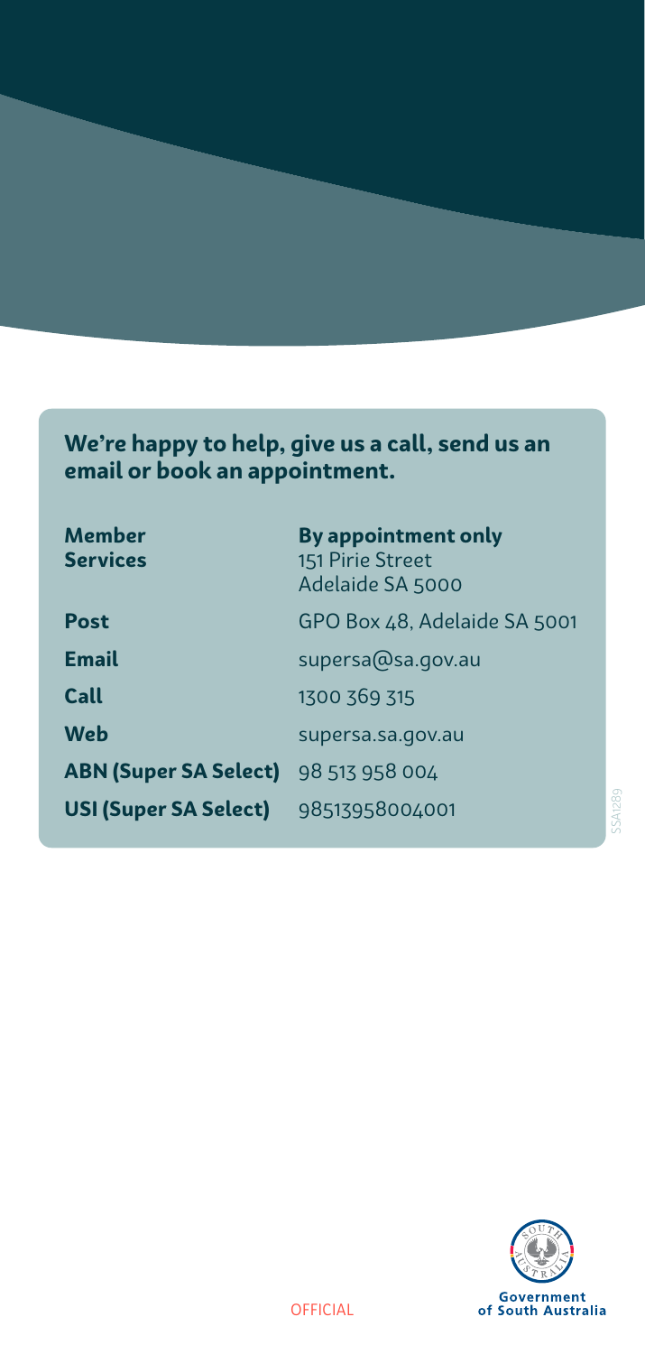**We're happy to help, give us a call, send us an email or book an appointment.**

| | |
|---|---|
| **Member Services** | **By appointment only**<br>151 Pirie Street<br>Adelaide SA 5000 |
| **Post** | GPO Box 48, Adelaide SA 5001 |
| **Email** | supersa@sa.gov.au |
| **Call** | 1300 369 315 |
| **Web** | supersa.sa.gov.au |
| **ABN (Super SA Select)** | 98 513 958 004 |
| **USI (Super SA Select)** | 98513958004001 |

SSA1289

OFFICIAL

Government of South Australia